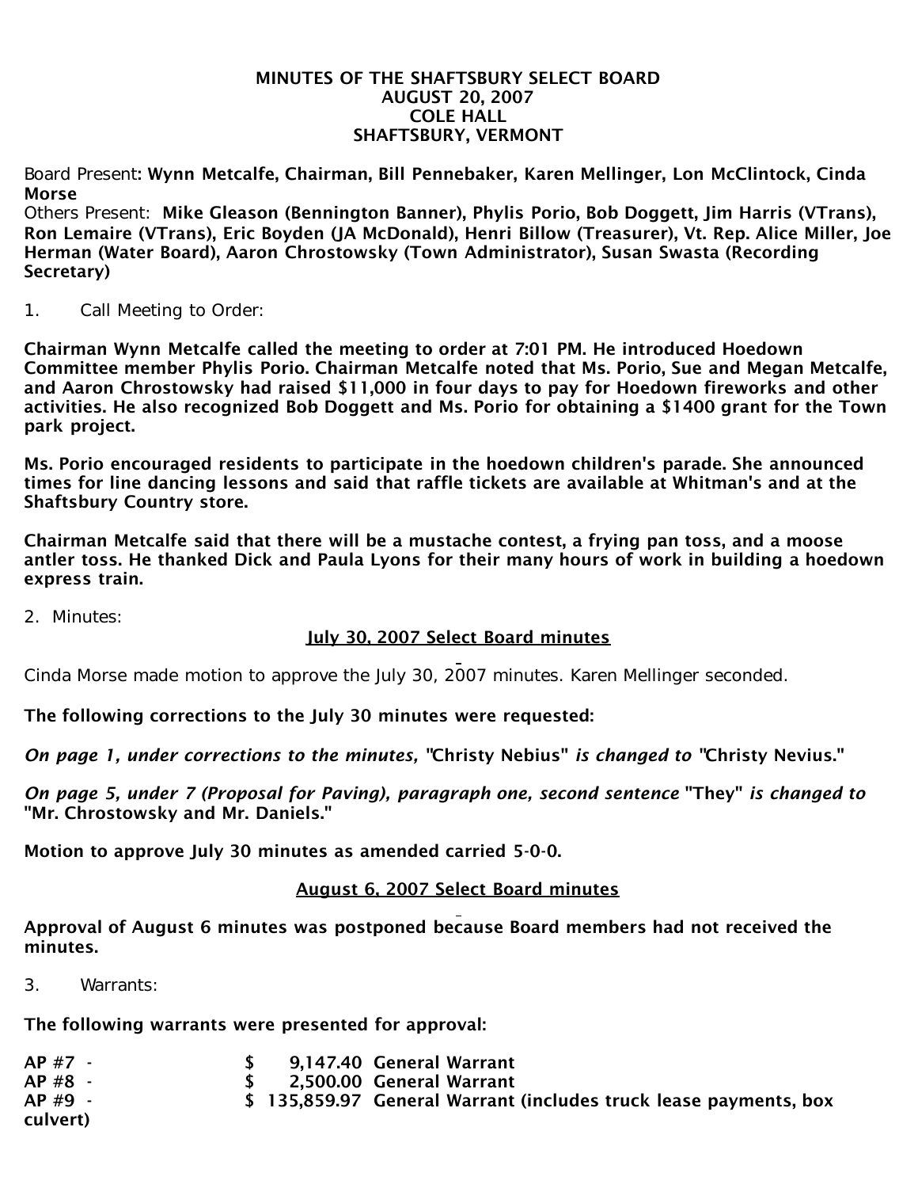# MINUTES OF THE SHAFTSBURY SELECT BOARD
## AUGUST 20, 2007
## COLE HALL
## SHAFTSBURY, VERMONT

Board Present: **Wynn Metcalfe, Chairman, Bill Pennebaker, Karen Mellinger, Lon McClintock, Cinda Morse**

Others Present: **Mike Gleason (Bennington Banner), Phylis Porio, Bob Doggett, Jim Harris (VTrans), Ron Lemaire (VTrans), Eric Boyden (JA McDonald), Henri Billow (Treasurer), Vt. Rep. Alice Miller, Joe Herman (Water Board), Aaron Chrostowsky (Town Administrator), Susan Swasta (Recording Secretary)**

1. Call Meeting to Order:

**Chairman Wynn Metcalfe called the meeting to order at 7:01 PM. He introduced Hoedown Committee member Phylis Porio. Chairman Metcalfe noted that Ms. Porio, Sue and Megan Metcalfe, and Aaron Chrostowsky had raised $11,000 in four days to pay for Hoedown fireworks and other activities. He also recognized Bob Doggett and Ms. Porio for obtaining a $1400 grant for the Town park project.**

**Ms. Porio encouraged residents to participate in the hoedown children's parade. She announced times for line dancing lessons and said that raffle tickets are available at Whitman's and at the Shaftsbury Country store.**

**Chairman Metcalfe said that there will be a mustache contest, a frying pan toss, and a moose antler toss. He thanked Dick and Paula Lyons for their many hours of work in building a hoedown express train.**

2. Minutes:

<u>July 30, 2007 Select Board minutes</u>

Cinda Morse made motion to approve the July 30, 2007 minutes. Karen Mellinger seconded.

**The following corrections to the July 30 minutes were requested:**

***On page 1, under corrections to the minutes,* "Christy Nebius" *is changed to* "Christy Nevius."**

***On page 5, under 7 (Proposal for Paving), paragraph one, second sentence* "They" *is changed to* "Mr. Chrostowsky and Mr. Daniels."**

**Motion to approve July 30 minutes as amended carried 5-0-0.**

<u>August 6, 2007 Select Board minutes</u>

**Approval of August 6 minutes was postponed because Board members had not received the minutes.**

3. Warrants:

**The following warrants were presented for approval:**

| | | |
|---|---|---|
| **AP #7 -** | **$ 9,147.40** | **General Warrant** |
| **AP #8 -** | **$ 2,500.00** | **General Warrant** |
| **AP #9 -** | **$ 135,859.97** | **General Warrant (includes truck lease payments, box culvert)** |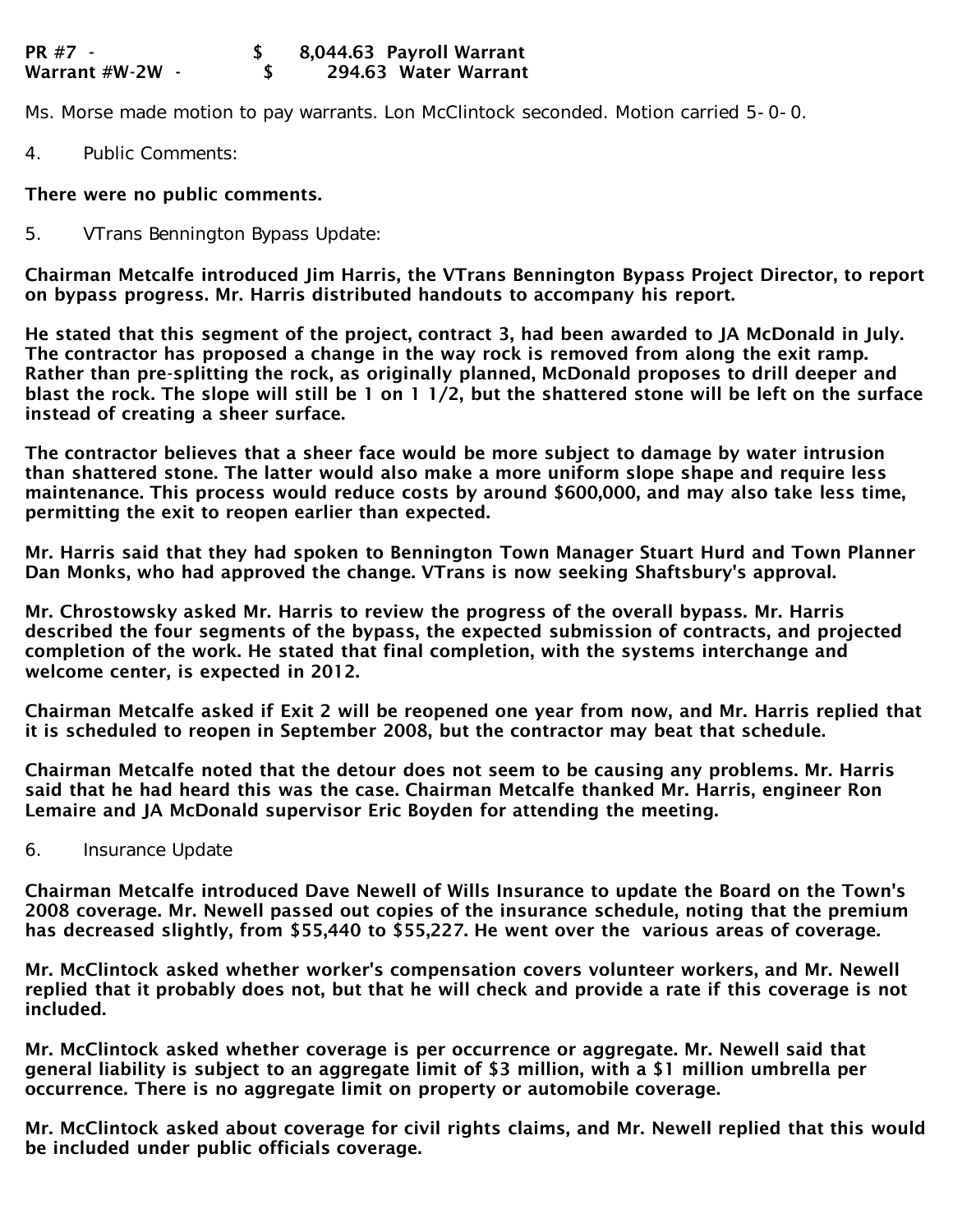**PR #7 - $ 8,044.63 Payroll Warrant**
**Warrant #W-2W - $ 294.63 Water Warrant**

Ms. Morse made motion to pay warrants. Lon McClintock seconded. Motion carried 5-0-0.

4. Public Comments:

**There were no public comments.**

5. VTrans Bennington Bypass Update:

**Chairman Metcalfe introduced Jim Harris, the VTrans Bennington Bypass Project Director, to report on bypass progress. Mr. Harris distributed handouts to accompany his report.**

**He stated that this segment of the project, contract 3, had been awarded to JA McDonald in July. The contractor has proposed a change in the way rock is removed from along the exit ramp. Rather than pre-splitting the rock, as originally planned, McDonald proposes to drill deeper and blast the rock. The slope will still be 1 on 1 1/2, but the shattered stone will be left on the surface instead of creating a sheer surface.**

**The contractor believes that a sheer face would be more subject to damage by water intrusion than shattered stone. The latter would also make a more uniform slope shape and require less maintenance. This process would reduce costs by around $600,000, and may also take less time, permitting the exit to reopen earlier than expected.**

**Mr. Harris said that they had spoken to Bennington Town Manager Stuart Hurd and Town Planner Dan Monks, who had approved the change. VTrans is now seeking Shaftsbury's approval.**

**Mr. Chrostowsky asked Mr. Harris to review the progress of the overall bypass. Mr. Harris described the four segments of the bypass, the expected submission of contracts, and projected completion of the work. He stated that final completion, with the systems interchange and welcome center, is expected in 2012.**

**Chairman Metcalfe asked if Exit 2 will be reopened one year from now, and Mr. Harris replied that it is scheduled to reopen in September 2008, but the contractor may beat that schedule.**

**Chairman Metcalfe noted that the detour does not seem to be causing any problems. Mr. Harris said that he had heard this was the case. Chairman Metcalfe thanked Mr. Harris, engineer Ron Lemaire and JA McDonald supervisor Eric Boyden for attending the meeting.**

6. Insurance Update

**Chairman Metcalfe introduced Dave Newell of Wills Insurance to update the Board on the Town's 2008 coverage. Mr. Newell passed out copies of the insurance schedule, noting that the premium has decreased slightly, from $55,440 to $55,227. He went over the various areas of coverage.**

**Mr. McClintock asked whether worker's compensation covers volunteer workers, and Mr. Newell replied that it probably does not, but that he will check and provide a rate if this coverage is not included.**

**Mr. McClintock asked whether coverage is per occurrence or aggregate. Mr. Newell said that general liability is subject to an aggregate limit of $3 million, with a $1 million umbrella per occurrence. There is no aggregate limit on property or automobile coverage.**

**Mr. McClintock asked about coverage for civil rights claims, and Mr. Newell replied that this would be included under public officials coverage.**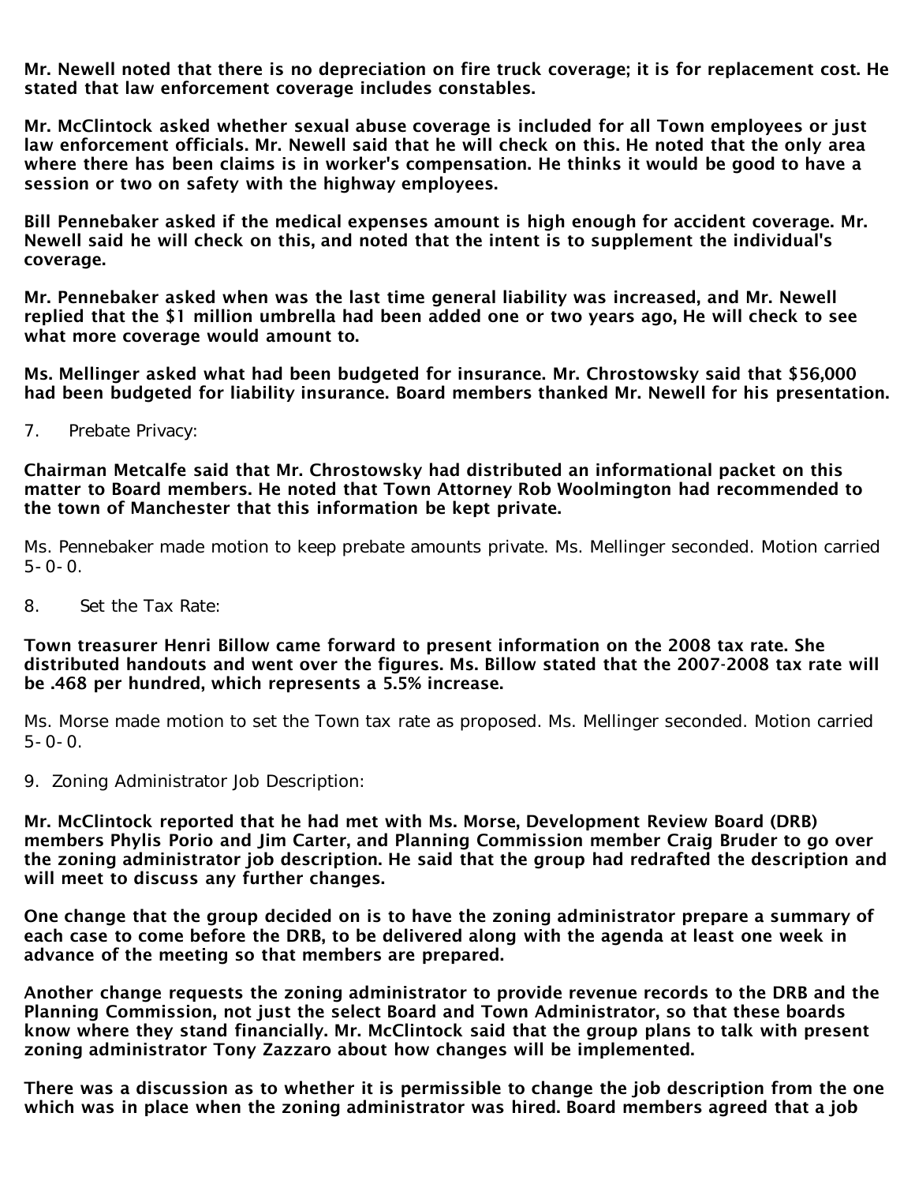**Mr. Newell noted that there is no depreciation on fire truck coverage; it is for replacement cost. He stated that law enforcement coverage includes constables.**

**Mr. McClintock asked whether sexual abuse coverage is included for all Town employees or just law enforcement officials. Mr. Newell said that he will check on this. He noted that the only area where there has been claims is in worker's compensation. He thinks it would be good to have a session or two on safety with the highway employees.**

**Bill Pennebaker asked if the medical expenses amount is high enough for accident coverage. Mr. Newell said he will check on this, and noted that the intent is to supplement the individual's coverage.**

**Mr. Pennebaker asked when was the last time general liability was increased, and Mr. Newell replied that the $1 million umbrella had been added one or two years ago, He will check to see what more coverage would amount to.**

**Ms. Mellinger asked what had been budgeted for insurance. Mr. Chrostowsky said that $56,000 had been budgeted for liability insurance. Board members thanked Mr. Newell for his presentation.**

7. Prebate Privacy:

**Chairman Metcalfe said that Mr. Chrostowsky had distributed an informational packet on this matter to Board members. He noted that Town Attorney Rob Woolmington had recommended to the town of Manchester that this information be kept private.**

Ms. Pennebaker made motion to keep prebate amounts private. Ms. Mellinger seconded. Motion carried 5-0-0.

8. Set the Tax Rate:

**Town treasurer Henri Billow came forward to present information on the 2008 tax rate. She distributed handouts and went over the figures. Ms. Billow stated that the 2007-2008 tax rate will be .468 per hundred, which represents a 5.5% increase.**

Ms. Morse made motion to set the Town tax rate as proposed. Ms. Mellinger seconded. Motion carried 5-0-0.

9. Zoning Administrator Job Description:

**Mr. McClintock reported that he had met with Ms. Morse, Development Review Board (DRB) members Phylis Porio and Jim Carter, and Planning Commission member Craig Bruder to go over the zoning administrator job description. He said that the group had redrafted the description and will meet to discuss any further changes.**

**One change that the group decided on is to have the zoning administrator prepare a summary of each case to come before the DRB, to be delivered along with the agenda at least one week in advance of the meeting so that members are prepared.**

**Another change requests the zoning administrator to provide revenue records to the DRB and the Planning Commission, not just the select Board and Town Administrator, so that these boards know where they stand financially. Mr. McClintock said that the group plans to talk with present zoning administrator Tony Zazzaro about how changes will be implemented.**

**There was a discussion as to whether it is permissible to change the job description from the one which was in place when the zoning administrator was hired. Board members agreed that a job**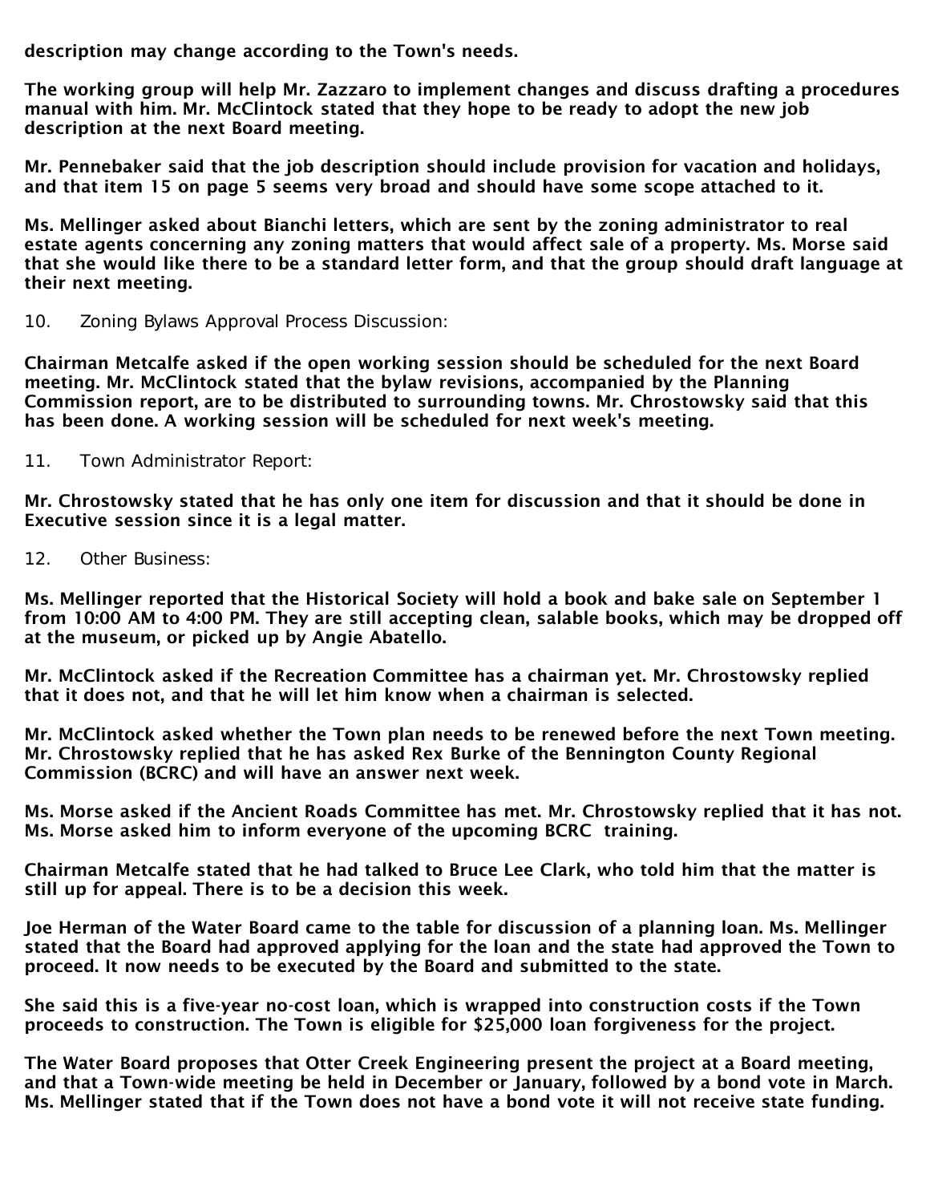**description may change according to the Town's needs.**

**The working group will help Mr. Zazzaro to implement changes and discuss drafting a procedures manual with him. Mr. McClintock stated that they hope to be ready to adopt the new job description at the next Board meeting.**

**Mr. Pennebaker said that the job description should include provision for vacation and holidays, and that item 15 on page 5 seems very broad and should have some scope attached to it.**

**Ms. Mellinger asked about Bianchi letters, which are sent by the zoning administrator to real estate agents concerning any zoning matters that would affect sale of a property. Ms. Morse said that she would like there to be a standard letter form, and that the group should draft language at their next meeting.**

10. Zoning Bylaws Approval Process Discussion:

**Chairman Metcalfe asked if the open working session should be scheduled for the next Board meeting. Mr. McClintock stated that the bylaw revisions, accompanied by the Planning Commission report, are to be distributed to surrounding towns. Mr. Chrostowsky said that this has been done. A working session will be scheduled for next week's meeting.**

11. Town Administrator Report:

**Mr. Chrostowsky stated that he has only one item for discussion and that it should be done in Executive session since it is a legal matter.**

12. Other Business:

**Ms. Mellinger reported that the Historical Society will hold a book and bake sale on September 1 from 10:00 AM to 4:00 PM. They are still accepting clean, salable books, which may be dropped off at the museum, or picked up by Angie Abatello.**

**Mr. McClintock asked if the Recreation Committee has a chairman yet. Mr. Chrostowsky replied that it does not, and that he will let him know when a chairman is selected.**

**Mr. McClintock asked whether the Town plan needs to be renewed before the next Town meeting. Mr. Chrostowsky replied that he has asked Rex Burke of the Bennington County Regional Commission (BCRC) and will have an answer next week.**

**Ms. Morse asked if the Ancient Roads Committee has met. Mr. Chrostowsky replied that it has not. Ms. Morse asked him to inform everyone of the upcoming BCRC training.**

**Chairman Metcalfe stated that he had talked to Bruce Lee Clark, who told him that the matter is still up for appeal. There is to be a decision this week.**

**Joe Herman of the Water Board came to the table for discussion of a planning loan. Ms. Mellinger stated that the Board had approved applying for the loan and the state had approved the Town to proceed. It now needs to be executed by the Board and submitted to the state.**

**She said this is a five-year no-cost loan, which is wrapped into construction costs if the Town proceeds to construction. The Town is eligible for $25,000 loan forgiveness for the project.**

**The Water Board proposes that Otter Creek Engineering present the project at a Board meeting, and that a Town-wide meeting be held in December or January, followed by a bond vote in March. Ms. Mellinger stated that if the Town does not have a bond vote it will not receive state funding.**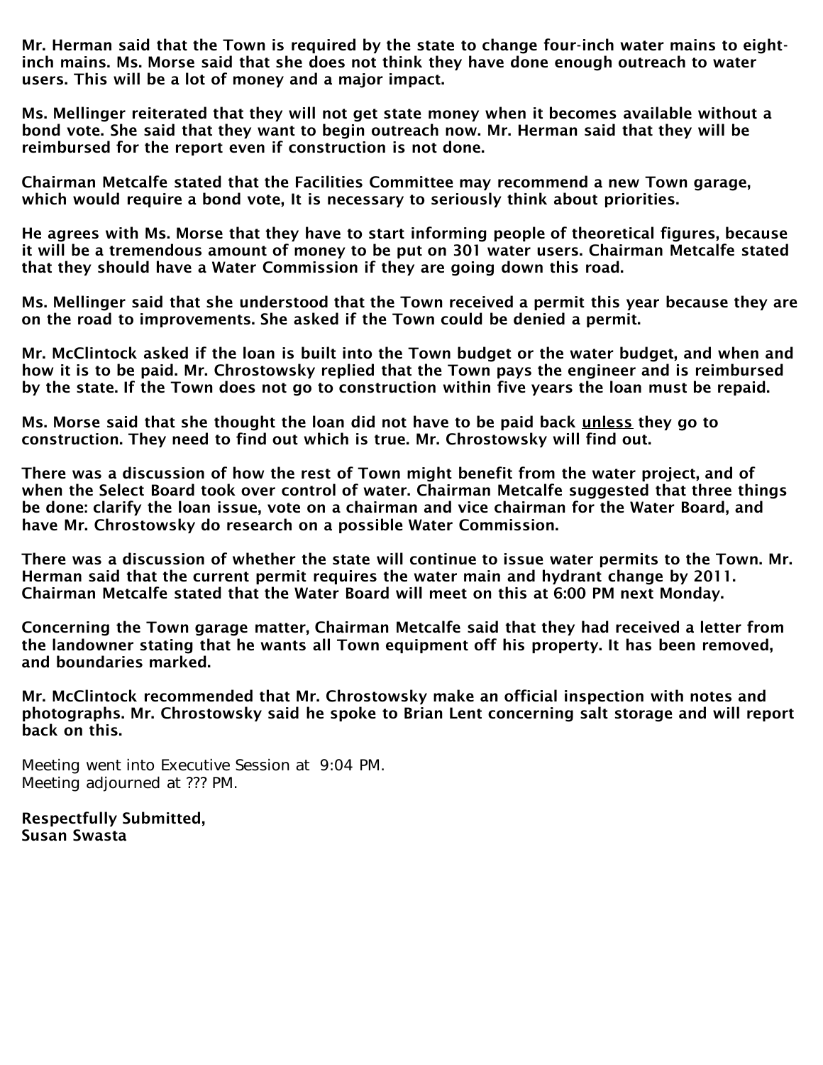**Mr. Herman said that the Town is required by the state to change four-inch water mains to eight-inch mains. Ms. Morse said that she does not think they have done enough outreach to water users. This will be a lot of money and a major impact.**

**Ms. Mellinger reiterated that they will not get state money when it becomes available without a bond vote. She said that they want to begin outreach now. Mr. Herman said that they will be reimbursed for the report even if construction is not done.**

**Chairman Metcalfe stated that the Facilities Committee may recommend a new Town garage, which would require a bond vote, It is necessary to seriously think about priorities.**

**He agrees with Ms. Morse that they have to start informing people of theoretical figures, because it will be a tremendous amount of money to be put on 301 water users. Chairman Metcalfe stated that they should have a Water Commission if they are going down this road.**

**Ms. Mellinger said that she understood that the Town received a permit this year because they are on the road to improvements. She asked if the Town could be denied a permit.**

**Mr. McClintock asked if the loan is built into the Town budget or the water budget, and when and how it is to be paid. Mr. Chrostowsky replied that the Town pays the engineer and is reimbursed by the state. If the Town does not go to construction within five years the loan must be repaid.**

**Ms. Morse said that she thought the loan did not have to be paid back <u>unless</u> they go to construction. They need to find out which is true. Mr. Chrostowsky will find out.**

**There was a discussion of how the rest of Town might benefit from the water project, and of when the Select Board took over control of water. Chairman Metcalfe suggested that three things be done: clarify the loan issue, vote on a chairman and vice chairman for the Water Board, and have Mr. Chrostowsky do research on a possible Water Commission.**

**There was a discussion of whether the state will continue to issue water permits to the Town. Mr. Herman said that the current permit requires the water main and hydrant change by 2011. Chairman Metcalfe stated that the Water Board will meet on this at 6:00 PM next Monday.**

**Concerning the Town garage matter, Chairman Metcalfe said that they had received a letter from the landowner stating that he wants all Town equipment off his property. It has been removed, and boundaries marked.**

**Mr. McClintock recommended that Mr. Chrostowsky make an official inspection with notes and photographs. Mr. Chrostowsky said he spoke to Brian Lent concerning salt storage and will report back on this.**

Meeting went into Executive Session at 9:04 PM.
Meeting adjourned at ??? PM.

**Respectfully Submitted,**
**Susan Swasta**